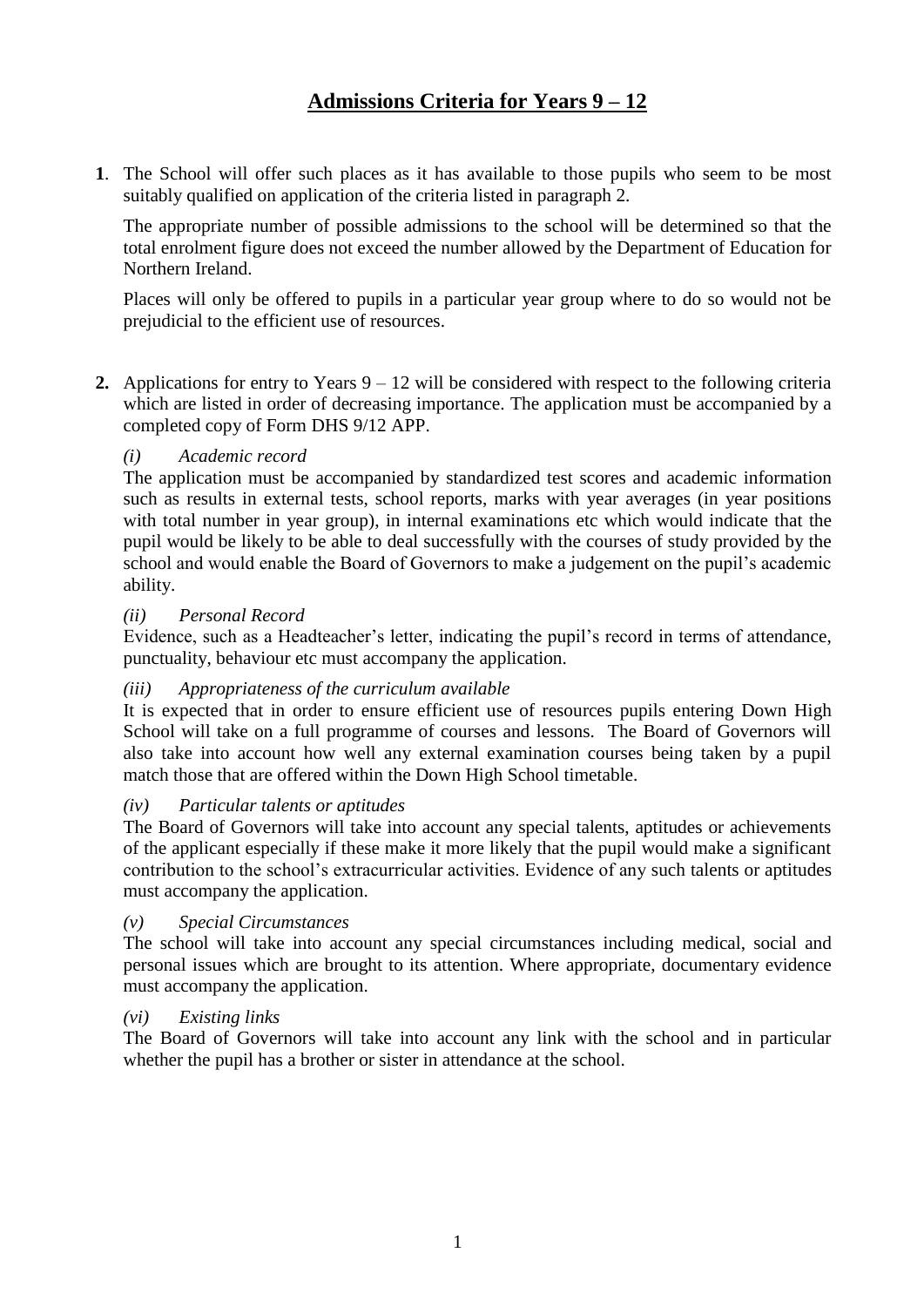# **Admissions Criteria for Years 9 – 12**

**1**. The School will offer such places as it has available to those pupils who seem to be most suitably qualified on application of the criteria listed in paragraph 2.

The appropriate number of possible admissions to the school will be determined so that the total enrolment figure does not exceed the number allowed by the Department of Education for Northern Ireland.

Places will only be offered to pupils in a particular year group where to do so would not be prejudicial to the efficient use of resources.

**2.** Applications for entry to Years 9 – 12 will be considered with respect to the following criteria which are listed in order of decreasing importance. The application must be accompanied by a completed copy of Form DHS 9/12 APP.

*(i) Academic record*

The application must be accompanied by standardized test scores and academic information such as results in external tests, school reports, marks with year averages (in year positions with total number in year group), in internal examinations etc which would indicate that the pupil would be likely to be able to deal successfully with the courses of study provided by the school and would enable the Board of Governors to make a judgement on the pupil's academic ability.

*(ii) Personal Record*

Evidence, such as a Headteacher's letter, indicating the pupil's record in terms of attendance, punctuality, behaviour etc must accompany the application.

*(iii) Appropriateness of the curriculum available*

It is expected that in order to ensure efficient use of resources pupils entering Down High School will take on a full programme of courses and lessons. The Board of Governors will also take into account how well any external examination courses being taken by a pupil match those that are offered within the Down High School timetable.

*(iv) Particular talents or aptitudes*

The Board of Governors will take into account any special talents, aptitudes or achievements of the applicant especially if these make it more likely that the pupil would make a significant contribution to the school's extracurricular activities. Evidence of any such talents or aptitudes must accompany the application.

*(v) Special Circumstances*

The school will take into account any special circumstances including medical, social and personal issues which are brought to its attention. Where appropriate, documentary evidence must accompany the application.

*(vi) Existing links*

The Board of Governors will take into account any link with the school and in particular whether the pupil has a brother or sister in attendance at the school.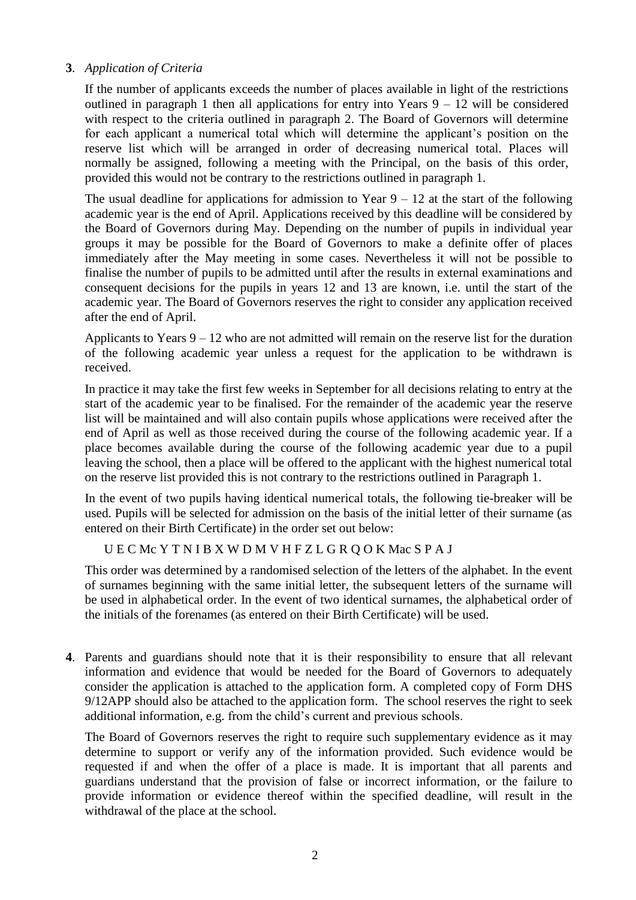**3**. *Application of Criteria*

If the number of applicants exceeds the number of places available in light of the restrictions outlined in paragraph 1 then all applications for entry into Years 9 – 12 will be considered with respect to the criteria outlined in paragraph 2. The Board of Governors will determine for each applicant a numerical total which will determine the applicant's position on the reserve list which will be arranged in order of decreasing numerical total. Places will normally be assigned, following a meeting with the Principal, on the basis of this order, provided this would not be contrary to the restrictions outlined in paragraph 1.

The usual deadline for applications for admission to Year 9 – 12 at the start of the following academic year is the end of April. Applications received by this deadline will be considered by the Board of Governors during May. Depending on the number of pupils in individual year groups it may be possible for the Board of Governors to make a definite offer of places immediately after the May meeting in some cases. Nevertheless it will not be possible to finalise the number of pupils to be admitted until after the results in external examinations and consequent decisions for the pupils in years 12 and 13 are known, i.e. until the start of the academic year. The Board of Governors reserves the right to consider any application received after the end of April.

Applicants to Years 9 – 12 who are not admitted will remain on the reserve list for the duration of the following academic year unless a request for the application to be withdrawn is received.

In practice it may take the first few weeks in September for all decisions relating to entry at the start of the academic year to be finalised. For the remainder of the academic year the reserve list will be maintained and will also contain pupils whose applications were received after the end of April as well as those received during the course of the following academic year. If a place becomes available during the course of the following academic year due to a pupil leaving the school, then a place will be offered to the applicant with the highest numerical total on the reserve list provided this is not contrary to the restrictions outlined in Paragraph 1.

In the event of two pupils having identical numerical totals, the following tie-breaker will be used. Pupils will be selected for admission on the basis of the initial letter of their surname (as entered on their Birth Certificate) in the order set out below:

U E C Mc Y T N I B X W D M V H F Z L G R Q O K Mac S P A J

This order was determined by a randomised selection of the letters of the alphabet. In the event of surnames beginning with the same initial letter, the subsequent letters of the surname will be used in alphabetical order. In the event of two identical surnames, the alphabetical order of the initials of the forenames (as entered on their Birth Certificate) will be used.

**4**. Parents and guardians should note that it is their responsibility to ensure that all relevant information and evidence that would be needed for the Board of Governors to adequately consider the application is attached to the application form. A completed copy of Form DHS 9/12APP should also be attached to the application form. The school reserves the right to seek additional information, e.g. from the child's current and previous schools.

The Board of Governors reserves the right to require such supplementary evidence as it may determine to support or verify any of the information provided. Such evidence would be requested if and when the offer of a place is made. It is important that all parents and guardians understand that the provision of false or incorrect information, or the failure to provide information or evidence thereof within the specified deadline, will result in the withdrawal of the place at the school.